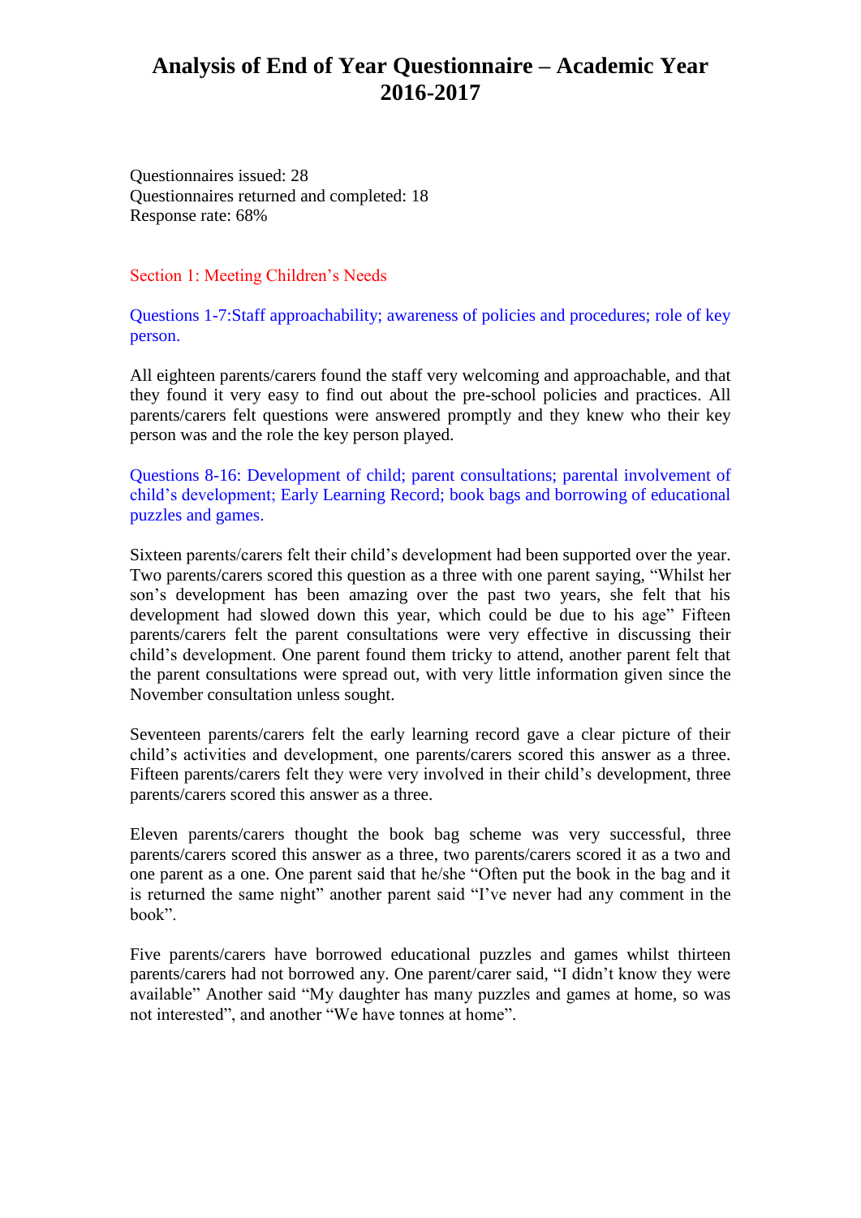# Analysis of End of Year Questionnaire – Academic Year 2016-2017

Questionnaires issued: 28
Questionnaires returned and completed: 18
Response rate: 68%

## Section 1: Meeting Children's Needs

### Questions 1-7:Staff approachability; awareness of policies and procedures; role of key person.

All eighteen parents/carers found the staff very welcoming and approachable, and that they found it very easy to find out about the pre-school policies and practices. All parents/carers felt questions were answered promptly and they knew who their key person was and the role the key person played.

### Questions 8-16: Development of child; parent consultations; parental involvement of child's development; Early Learning Record; book bags and borrowing of educational puzzles and games.

Sixteen parents/carers felt their child's development had been supported over the year. Two parents/carers scored this question as a three with one parent saying, "Whilst her son's development has been amazing over the past two years, she felt that his development had slowed down this year, which could be due to his age" Fifteen parents/carers felt the parent consultations were very effective in discussing their child's development. One parent found them tricky to attend, another parent felt that the parent consultations were spread out, with very little information given since the November consultation unless sought.

Seventeen parents/carers felt the early learning record gave a clear picture of their child's activities and development, one parents/carers scored this answer as a three. Fifteen parents/carers felt they were very involved in their child's development, three parents/carers scored this answer as a three.

Eleven parents/carers thought the book bag scheme was very successful, three parents/carers scored this answer as a three, two parents/carers scored it as a two and one parent as a one. One parent said that he/she "Often put the book in the bag and it is returned the same night" another parent said "I've never had any comment in the book".

Five parents/carers have borrowed educational puzzles and games whilst thirteen parents/carers had not borrowed any. One parent/carer said, "I didn't know they were available" Another said "My daughter has many puzzles and games at home, so was not interested", and another "We have tonnes at home".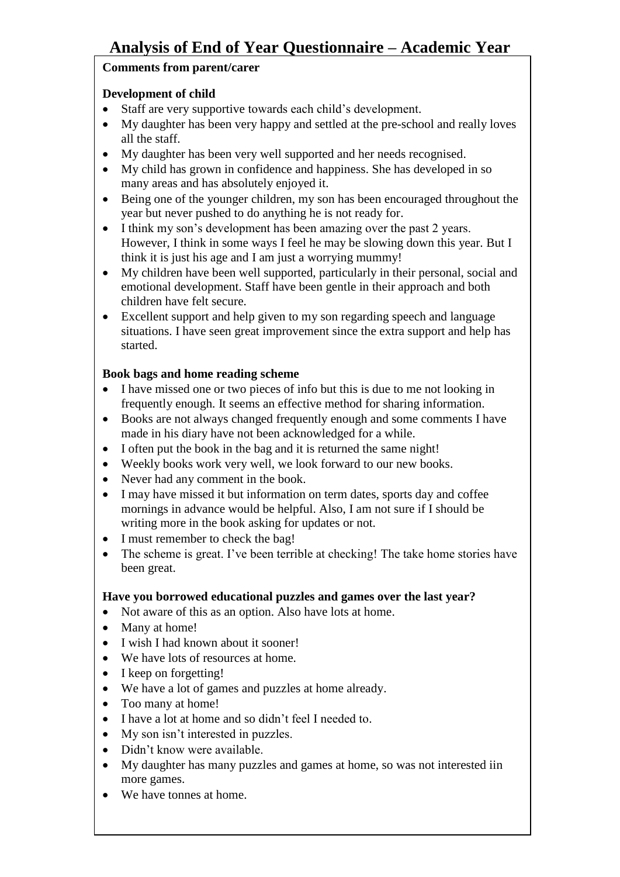# Analysis of End of Year Questionnaire – Academic Year

**Comments from parent/carer**

**Development of child**

- Staff are very supportive towards each child's development.
- My daughter has been very happy and settled at the pre-school and really loves all the staff.
- My daughter has been very well supported and her needs recognised.
- My child has grown in confidence and happiness. She has developed in so many areas and has absolutely enjoyed it.
- Being one of the younger children, my son has been encouraged throughout the year but never pushed to do anything he is not ready for.
- I think my son's development has been amazing over the past 2 years. However, I think in some ways I feel he may be slowing down this year. But I think it is just his age and I am just a worrying mummy!
- My children have been well supported, particularly in their personal, social and emotional development. Staff have been gentle in their approach and both children have felt secure.
- Excellent support and help given to my son regarding speech and language situations. I have seen great improvement since the extra support and help has started.

**Book bags and home reading scheme**

- I have missed one or two pieces of info but this is due to me not looking in frequently enough. It seems an effective method for sharing information.
- Books are not always changed frequently enough and some comments I have made in his diary have not been acknowledged for a while.
- I often put the book in the bag and it is returned the same night!
- Weekly books work very well, we look forward to our new books.
- Never had any comment in the book.
- I may have missed it but information on term dates, sports day and coffee mornings in advance would be helpful. Also, I am not sure if I should be writing more in the book asking for updates or not.
- I must remember to check the bag!
- The scheme is great. I've been terrible at checking! The take home stories have been great.

**Have you borrowed educational puzzles and games over the last year?**

- Not aware of this as an option. Also have lots at home.
- Many at home!
- I wish I had known about it sooner!
- We have lots of resources at home.
- I keep on forgetting!
- We have a lot of games and puzzles at home already.
- Too many at home!
- I have a lot at home and so didn't feel I needed to.
- My son isn't interested in puzzles.
- Didn't know were available.
- My daughter has many puzzles and games at home, so was not interested iin more games.
- We have tonnes at home.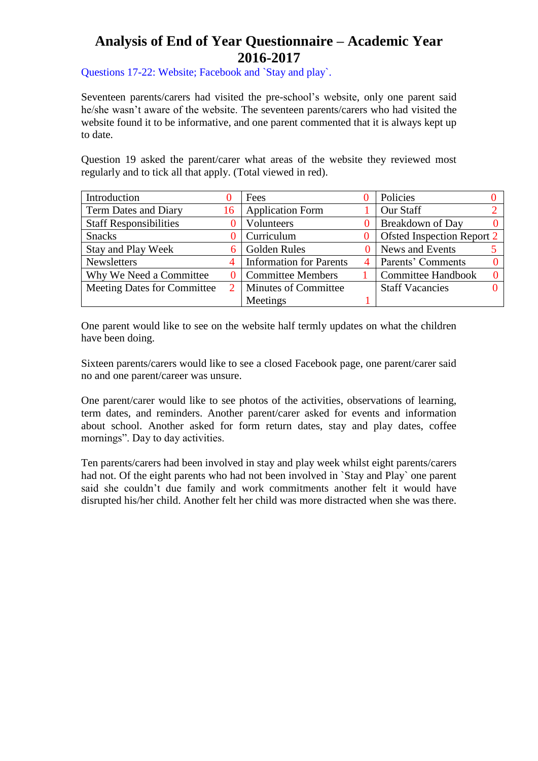# Analysis of End of Year Questionnaire – Academic Year 2016-2017

Questions 17-22: Website; Facebook and `Stay and play`.

Seventeen parents/carers had visited the pre-school's website, only one parent said he/she wasn't aware of the website. The seventeen parents/carers who had visited the website found it to be informative, and one parent commented that it is always kept up to date.

Question 19 asked the parent/carer what areas of the website they reviewed most regularly and to tick all that apply. (Total viewed in red).

| Area | Total | Area | Total | Area | Total |
|---|---|---|---|---|---|
| Introduction | 0 | Fees | 0 | Policies | 0 |
| Term Dates and Diary | 16 | Application Form | 1 | Our Staff | 2 |
| Staff Responsibilities | 0 | Volunteers | 0 | Breakdown of Day | 0 |
| Snacks | 0 | Curriculum | 0 | Ofsted Inspection Report | 2 |
| Stay and Play Week | 6 | Golden Rules | 0 | News and Events | 5 |
| Newsletters | 4 | Information for Parents | 4 | Parents' Comments | 0 |
| Why We Need a Committee | 0 | Committee Members | 1 | Committee Handbook | 0 |
| Meeting Dates for Committee | 2 | Minutes of Committee Meetings | 1 | Staff Vacancies | 0 |

One parent would like to see on the website half termly updates on what the children have been doing.

Sixteen parents/carers would like to see a closed Facebook page, one parent/carer said no and one parent/career was unsure.

One parent/carer would like to see photos of the activities, observations of learning, term dates, and reminders. Another parent/carer asked for events and information about school. Another asked for form return dates, stay and play dates, coffee mornings". Day to day activities.

Ten parents/carers had been involved in stay and play week whilst eight parents/carers had not. Of the eight parents who had not been involved in `Stay and Play` one parent said she couldn't due family and work commitments another felt it would have disrupted his/her child. Another felt her child was more distracted when she was there.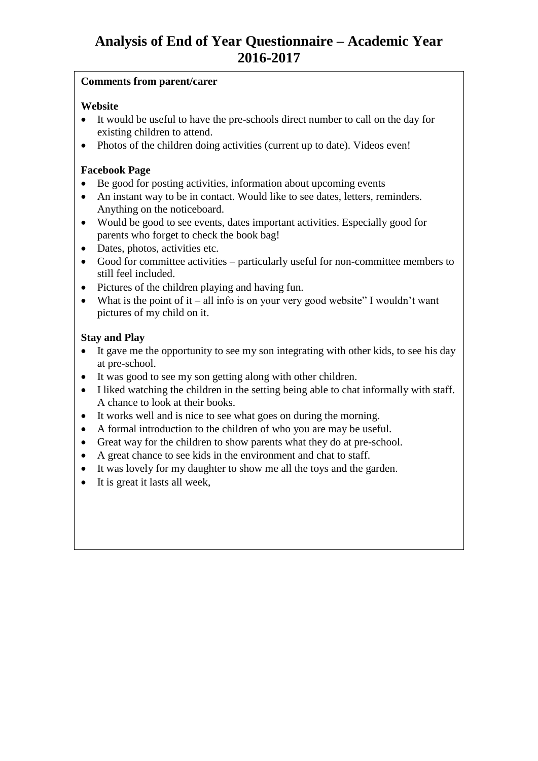# Analysis of End of Year Questionnaire – Academic Year 2016-2017

**Comments from parent/carer**

**Website**

- It would be useful to have the pre-schools direct number to call on the day for existing children to attend.
- Photos of the children doing activities (current up to date). Videos even!

**Facebook Page**

- Be good for posting activities, information about upcoming events
- An instant way to be in contact. Would like to see dates, letters, reminders. Anything on the noticeboard.
- Would be good to see events, dates important activities. Especially good for parents who forget to check the book bag!
- Dates, photos, activities etc.
- Good for committee activities – particularly useful for non-committee members to still feel included.
- Pictures of the children playing and having fun.
- What is the point of it – all info is on your very good website" I wouldn't want pictures of my child on it.

**Stay and Play**

- It gave me the opportunity to see my son integrating with other kids, to see his day at pre-school.
- It was good to see my son getting along with other children.
- I liked watching the children in the setting being able to chat informally with staff. A chance to look at their books.
- It works well and is nice to see what goes on during the morning.
- A formal introduction to the children of who you are may be useful.
- Great way for the children to show parents what they do at pre-school.
- A great chance to see kids in the environment and chat to staff.
- It was lovely for my daughter to show me all the toys and the garden.
- It is great it lasts all week,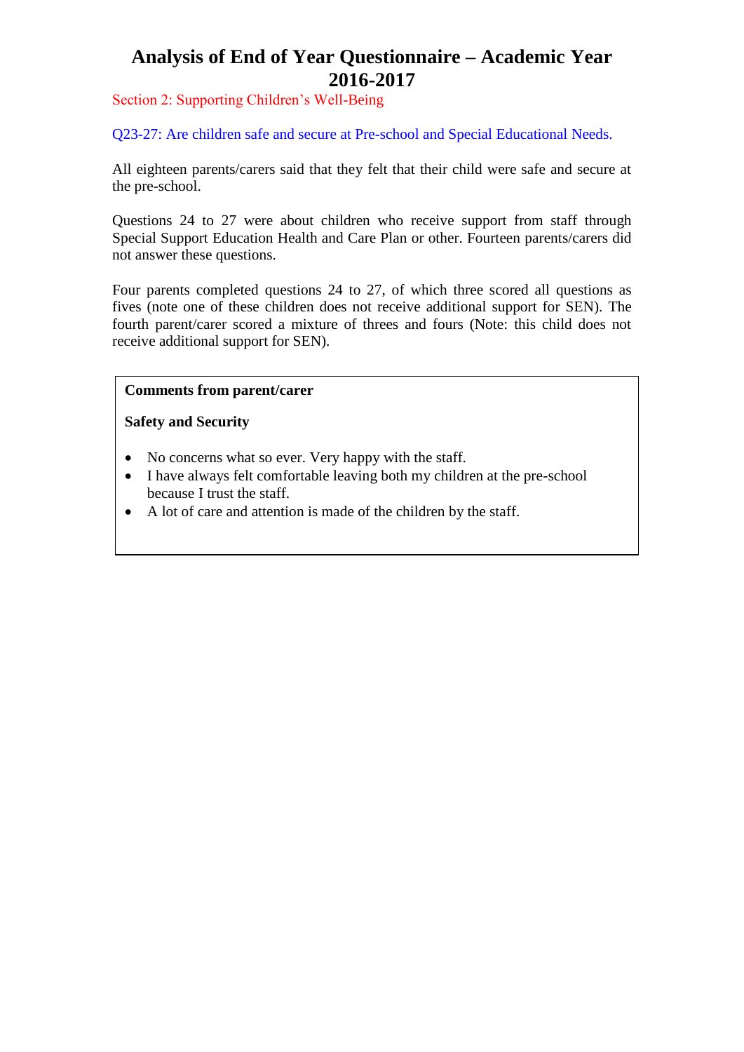# Analysis of End of Year Questionnaire – Academic Year 2016-2017

## Section 2: Supporting Children's Well-Being

### Q23-27: Are children safe and secure at Pre-school and Special Educational Needs.

All eighteen parents/carers said that they felt that their child were safe and secure at the pre-school.

Questions 24 to 27 were about children who receive support from staff through Special Support Education Health and Care Plan or other. Fourteen parents/carers did not answer these questions.

Four parents completed questions 24 to 27, of which three scored all questions as fives (note one of these children does not receive additional support for SEN). The fourth parent/carer scored a mixture of threes and fours (Note: this child does not receive additional support for SEN).

**Comments from parent/carer**

**Safety and Security**

- No concerns what so ever. Very happy with the staff.
- I have always felt comfortable leaving both my children at the pre-school because I trust the staff.
- A lot of care and attention is made of the children by the staff.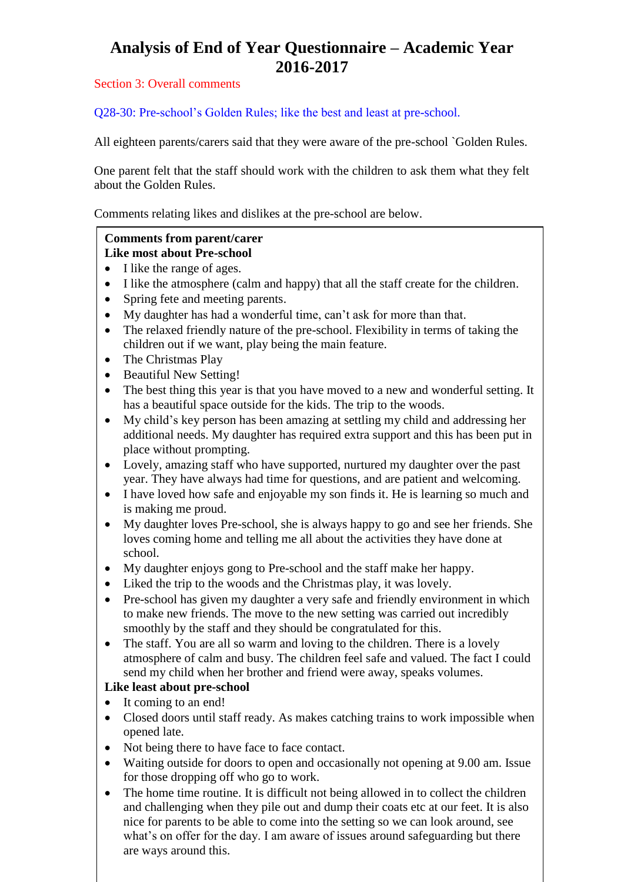# Analysis of End of Year Questionnaire – Academic Year 2016-2017

Section 3: Overall comments

Q28-30: Pre-school's Golden Rules; like the best and least at pre-school.

All eighteen parents/carers said that they were aware of the pre-school `Golden Rules.

One parent felt that the staff should work with the children to ask them what they felt about the Golden Rules.

Comments relating likes and dislikes at the pre-school are below.

**Comments from parent/carer**
**Like most about Pre-school**

- I like the range of ages.
- I like the atmosphere (calm and happy) that all the staff create for the children.
- Spring fete and meeting parents.
- My daughter has had a wonderful time, can't ask for more than that.
- The relaxed friendly nature of the pre-school. Flexibility in terms of taking the children out if we want, play being the main feature.
- The Christmas Play
- Beautiful New Setting!
- The best thing this year is that you have moved to a new and wonderful setting. It has a beautiful space outside for the kids. The trip to the woods.
- My child's key person has been amazing at settling my child and addressing her additional needs. My daughter has required extra support and this has been put in place without prompting.
- Lovely, amazing staff who have supported, nurtured my daughter over the past year. They have always had time for questions, and are patient and welcoming.
- I have loved how safe and enjoyable my son finds it. He is learning so much and is making me proud.
- My daughter loves Pre-school, she is always happy to go and see her friends. She loves coming home and telling me all about the activities they have done at school.
- My daughter enjoys gong to Pre-school and the staff make her happy.
- Liked the trip to the woods and the Christmas play, it was lovely.
- Pre-school has given my daughter a very safe and friendly environment in which to make new friends. The move to the new setting was carried out incredibly smoothly by the staff and they should be congratulated for this.
- The staff. You are all so warm and loving to the children. There is a lovely atmosphere of calm and busy. The children feel safe and valued. The fact I could send my child when her brother and friend were away, speaks volumes.

**Like least about pre-school**

- It coming to an end!
- Closed doors until staff ready. As makes catching trains to work impossible when opened late.
- Not being there to have face to face contact.
- Waiting outside for doors to open and occasionally not opening at 9.00 am. Issue for those dropping off who go to work.
- The home time routine. It is difficult not being allowed in to collect the children and challenging when they pile out and dump their coats etc at our feet. It is also nice for parents to be able to come into the setting so we can look around, see what's on offer for the day. I am aware of issues around safeguarding but there are ways around this.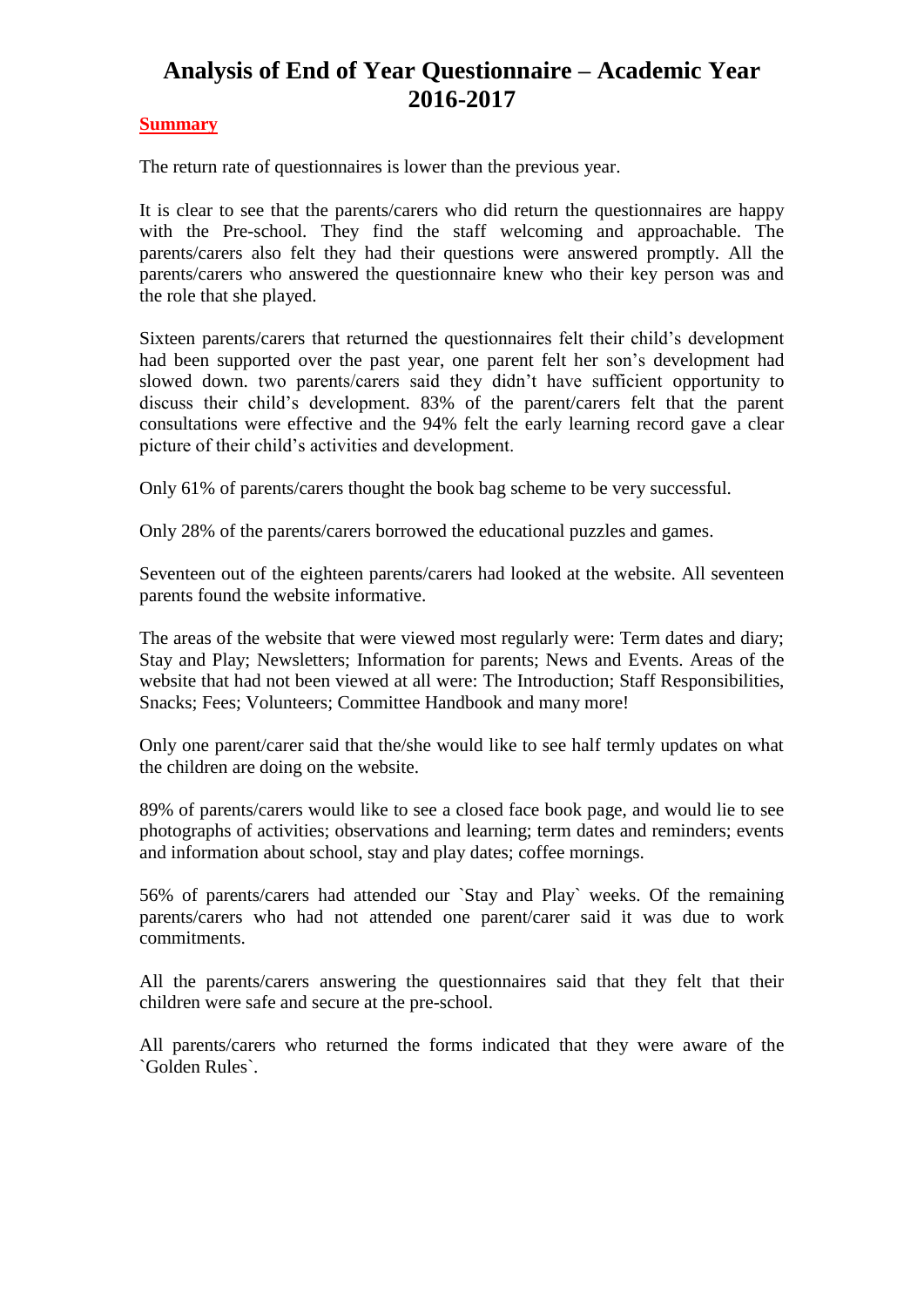# Analysis of End of Year Questionnaire – Academic Year 2016-2017

**Summary**

The return rate of questionnaires is lower than the previous year.

It is clear to see that the parents/carers who did return the questionnaires are happy with the Pre-school. They find the staff welcoming and approachable. The parents/carers also felt they had their questions were answered promptly. All the parents/carers who answered the questionnaire knew who their key person was and the role that she played.

Sixteen parents/carers that returned the questionnaires felt their child's development had been supported over the past year, one parent felt her son's development had slowed down. two parents/carers said they didn't have sufficient opportunity to discuss their child's development. 83% of the parent/carers felt that the parent consultations were effective and the 94% felt the early learning record gave a clear picture of their child's activities and development.

Only 61% of parents/carers thought the book bag scheme to be very successful.

Only 28% of the parents/carers borrowed the educational puzzles and games.

Seventeen out of the eighteen parents/carers had looked at the website. All seventeen parents found the website informative.

The areas of the website that were viewed most regularly were: Term dates and diary; Stay and Play; Newsletters; Information for parents; News and Events. Areas of the website that had not been viewed at all were: The Introduction; Staff Responsibilities, Snacks; Fees; Volunteers; Committee Handbook and many more!

Only one parent/carer said that the/she would like to see half termly updates on what the children are doing on the website.

89% of parents/carers would like to see a closed face book page, and would lie to see photographs of activities; observations and learning; term dates and reminders; events and information about school, stay and play dates; coffee mornings.

56% of parents/carers had attended our `Stay and Play` weeks. Of the remaining parents/carers who had not attended one parent/carer said it was due to work commitments.

All the parents/carers answering the questionnaires said that they felt that their children were safe and secure at the pre-school.

All parents/carers who returned the forms indicated that they were aware of the `Golden Rules`.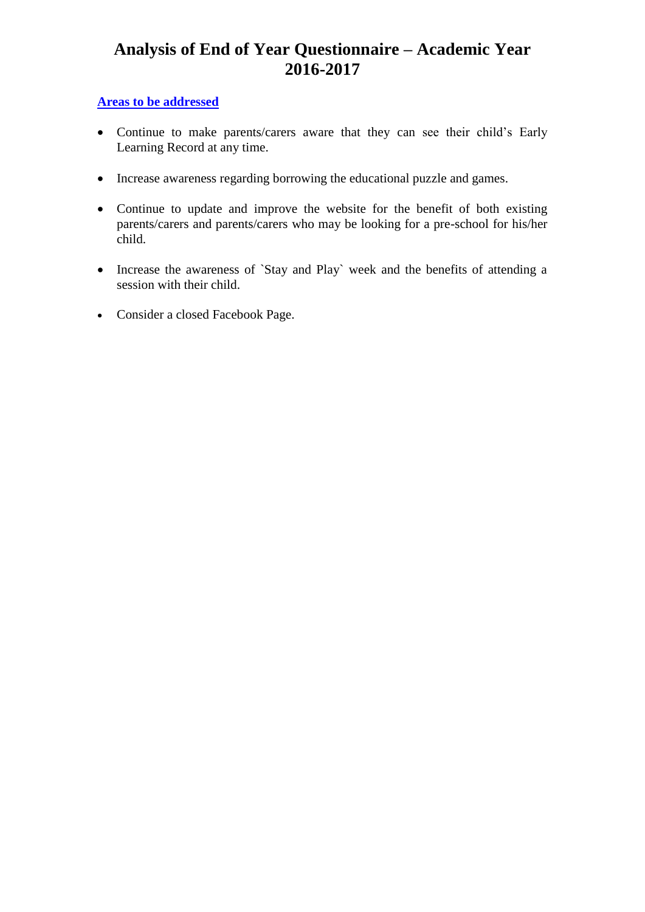# Analysis of End of Year Questionnaire – Academic Year 2016-2017

**Areas to be addressed**

- Continue to make parents/carers aware that they can see their child's Early Learning Record at any time.
- Increase awareness regarding borrowing the educational puzzle and games.
- Continue to update and improve the website for the benefit of both existing parents/carers and parents/carers who may be looking for a pre-school for his/her child.
- Increase the awareness of `Stay and Play` week and the benefits of attending a session with their child.
- Consider a closed Facebook Page.